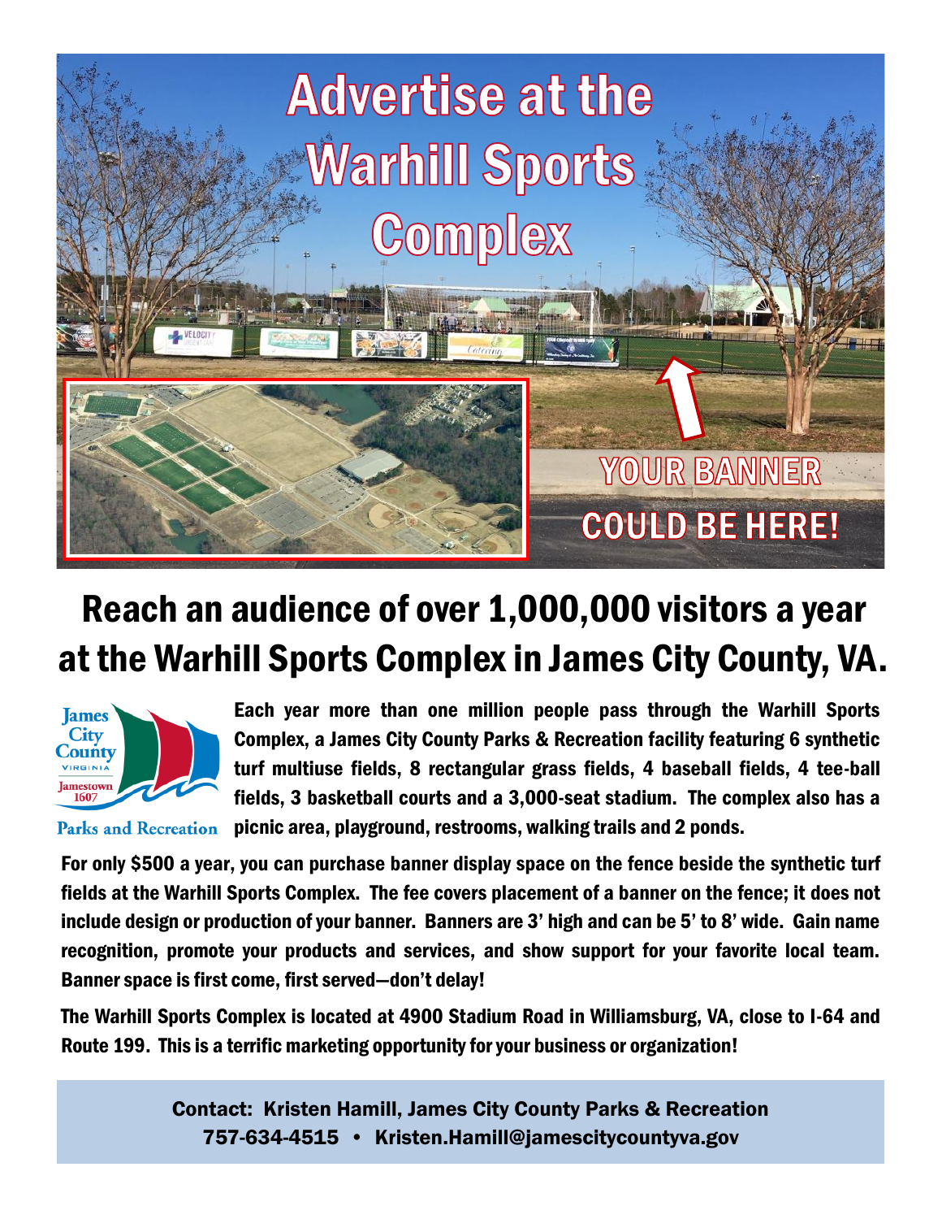# Advertise at the Warhill Sports Complex

YOUR BANNER COULD BE HERE!

## Reach an audience of over 1,000,000 visitors a year at the Warhill Sports Complex in James City County, VA.

James City County VIRGINIA Jamestown 1607

Parks and Recreation

**Each year more than one million people pass through the Warhill Sports Complex, a James City County Parks & Recreation facility featuring 6 synthetic turf multiuse fields, 8 rectangular grass fields, 4 baseball fields, 4 tee-ball fields, 3 basketball courts and a 3,000-seat stadium. The complex also has a picnic area, playground, restrooms, walking trails and 2 ponds.**

**For only $500 a year, you can purchase banner display space on the fence beside the synthetic turf fields at the Warhill Sports Complex. The fee covers placement of a banner on the fence; it does not include design or production of your banner. Banners are 3' high and can be 5' to 8' wide. Gain name recognition, promote your products and services, and show support for your favorite local team. Banner space is first come, first served—don't delay!**

**The Warhill Sports Complex is located at 4900 Stadium Road in Williamsburg, VA, close to I-64 and Route 199. This is a terrific marketing opportunity for your business or organization!**

**Contact: Kristen Hamill, James City County Parks & Recreation**
**757-634-4515 • Kristen.Hamill@jamescitycountyva.gov**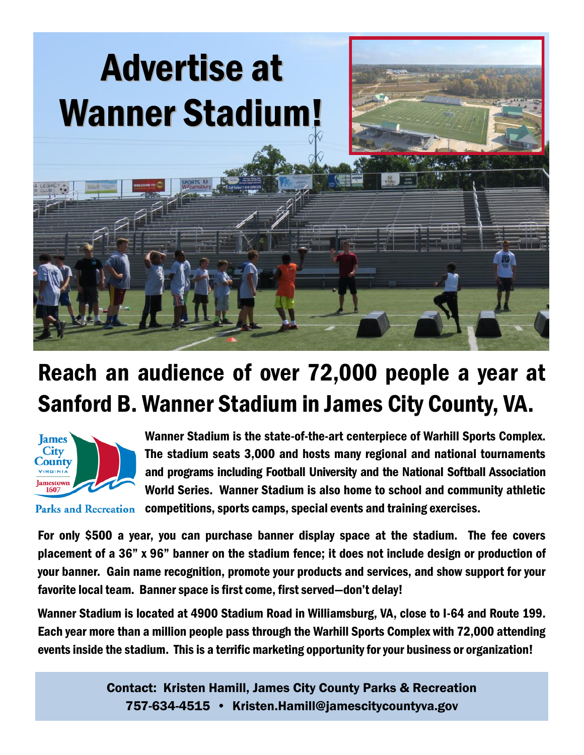# Advertise at Wanner Stadium!

## Reach an audience of over 72,000 people a year at Sanford B. Wanner Stadium in James City County, VA.

James City County VIRGINIA Jamestown 1607

Parks and Recreation

**Wanner Stadium is the state-of-the-art centerpiece of Warhill Sports Complex. The stadium seats 3,000 and hosts many regional and national tournaments and programs including Football University and the National Softball Association World Series. Wanner Stadium is also home to school and community athletic competitions, sports camps, special events and training exercises.**

**For only $500 a year, you can purchase banner display space at the stadium. The fee covers placement of a 36" x 96" banner on the stadium fence; it does not include design or production of your banner. Gain name recognition, promote your products and services, and show support for your favorite local team. Banner space is first come, first served—don't delay!**

**Wanner Stadium is located at 4900 Stadium Road in Williamsburg, VA, close to I-64 and Route 199. Each year more than a million people pass through the Warhill Sports Complex with 72,000 attending events inside the stadium. This is a terrific marketing opportunity for your business or organization!**

**Contact: Kristen Hamill, James City County Parks & Recreation**
**757-634-4515 • Kristen.Hamill@jamescitycountyva.gov**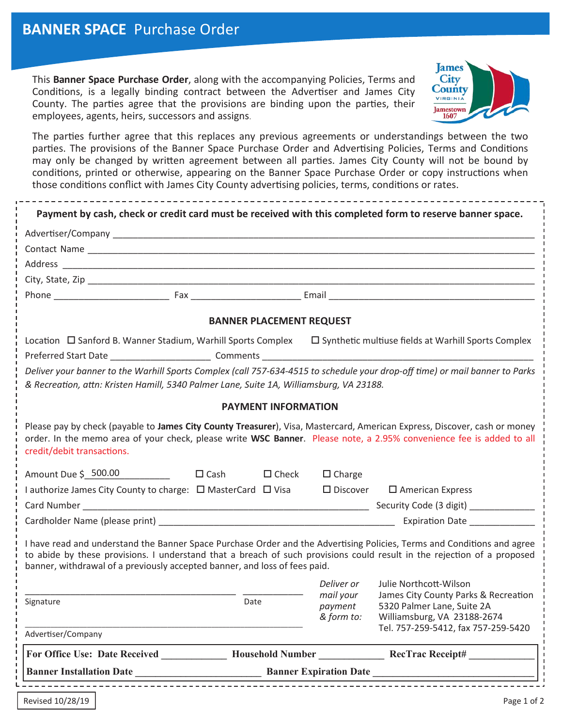# BANNER SPACE Purchase Order

This **Banner Space Purchase Order**, along with the accompanying Policies, Terms and Conditions, is a legally binding contract between the Advertiser and James City County. The parties agree that the provisions are binding upon the parties, their employees, agents, heirs, successors and assigns.

The parties further agree that this replaces any previous agreements or understandings between the two parties. The provisions of the Banner Space Purchase Order and Advertising Policies, Terms and Conditions may only be changed by written agreement between all parties. James City County will not be bound by conditions, printed or otherwise, appearing on the Banner Space Purchase Order or copy instructions when those conditions conflict with James City County advertising policies, terms, conditions or rates.

**Payment by cash, check or credit card must be received with this completed form to reserve banner space.**

Advertiser/Company ______________________________

Contact Name ______________________________

Address ______________________________

City, State, Zip ______________________________

Phone ____________ Fax ____________ Email ____________

### BANNER PLACEMENT REQUEST

Location ☐ Sanford B. Wanner Stadium, Warhill Sports Complex ☐ Synthetic multiuse fields at Warhill Sports Complex

Preferred Start Date ____________ Comments ______________________________

*Deliver your banner to the Warhill Sports Complex (call 757-634-4515 to schedule your drop-off time) or mail banner to Parks & Recreation, attn: Kristen Hamill, 5340 Palmer Lane, Suite 1A, Williamsburg, VA 23188.*

### PAYMENT INFORMATION

Please pay by check (payable to **James City County Treasurer**), Visa, Mastercard, American Express, Discover, cash or money order. In the memo area of your check, please write **WSC Banner**. Please note, a 2.95% convenience fee is added to all credit/debit transactions.

Amount Due $ 500.00 ☐ Cash ☐ Check ☐ Charge

I authorize James City County to charge: ☐ MasterCard ☐ Visa ☐ Discover ☐ American Express

Card Number ______________________________ Security Code (3 digit) ____________

Cardholder Name (please print) ______________________________ Expiration Date ____________

I have read and understand the Banner Space Purchase Order and the Advertising Policies, Terms and Conditions and agree to abide by these provisions. I understand that a breach of such provisions could result in the rejection of a proposed banner, withdrawal of a previously accepted banner, and loss of fees paid.

______________________________ ____________
Signature Date

______________________________
Advertiser/Company

*Deliver or mail your payment & form to:*
Julie Northcott-Wilson
James City County Parks & Recreation
5320 Palmer Lane, Suite 2A
Williamsburg, VA 23188-2674
Tel. 757-259-5412, fax 757-259-5420

**For Office Use: Date Received** ____________ **Household Number** ____________ **RecTrac Receipt#** ____________

**Banner Installation Date** ____________ **Banner Expiration Date** ____________

Revised 10/28/19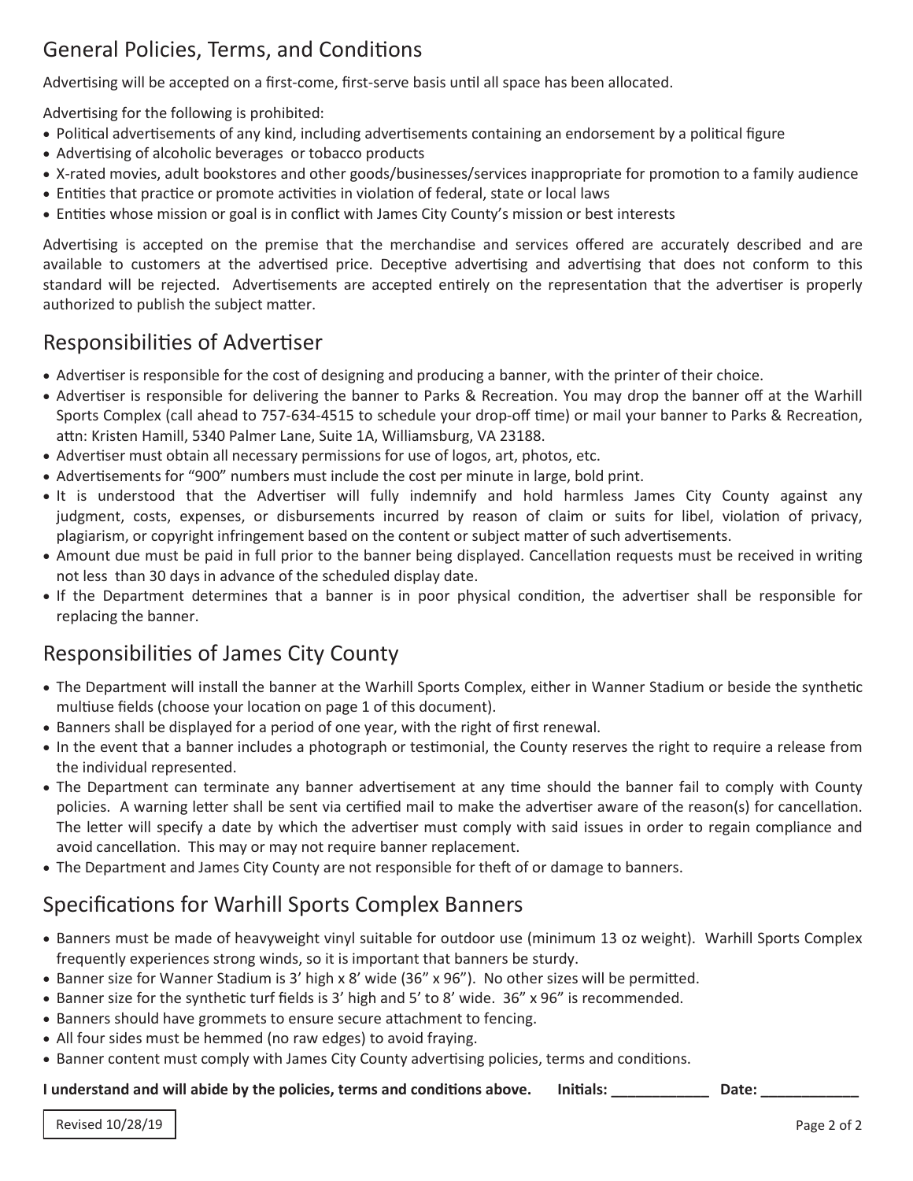## General Policies, Terms, and Conditions

Advertising will be accepted on a first-come, first-serve basis until all space has been allocated.

Advertising for the following is prohibited:

- Political advertisements of any kind, including advertisements containing an endorsement by a political figure
- Advertising of alcoholic beverages or tobacco products
- X-rated movies, adult bookstores and other goods/businesses/services inappropriate for promotion to a family audience
- Entities that practice or promote activities in violation of federal, state or local laws
- Entities whose mission or goal is in conflict with James City County's mission or best interests

Advertising is accepted on the premise that the merchandise and services offered are accurately described and are available to customers at the advertised price. Deceptive advertising and advertising that does not conform to this standard will be rejected. Advertisements are accepted entirely on the representation that the advertiser is properly authorized to publish the subject matter.

## Responsibilities of Advertiser

- Advertiser is responsible for the cost of designing and producing a banner, with the printer of their choice.
- Advertiser is responsible for delivering the banner to Parks & Recreation. You may drop the banner off at the Warhill Sports Complex (call ahead to 757-634-4515 to schedule your drop-off time) or mail your banner to Parks & Recreation, attn: Kristen Hamill, 5340 Palmer Lane, Suite 1A, Williamsburg, VA 23188.
- Advertiser must obtain all necessary permissions for use of logos, art, photos, etc.
- Advertisements for "900" numbers must include the cost per minute in large, bold print.
- It is understood that the Advertiser will fully indemnify and hold harmless James City County against any judgment, costs, expenses, or disbursements incurred by reason of claim or suits for libel, violation of privacy, plagiarism, or copyright infringement based on the content or subject matter of such advertisements.
- Amount due must be paid in full prior to the banner being displayed. Cancellation requests must be received in writing not less than 30 days in advance of the scheduled display date.
- If the Department determines that a banner is in poor physical condition, the advertiser shall be responsible for replacing the banner.

## Responsibilities of James City County

- The Department will install the banner at the Warhill Sports Complex, either in Wanner Stadium or beside the synthetic multiuse fields (choose your location on page 1 of this document).
- Banners shall be displayed for a period of one year, with the right of first renewal.
- In the event that a banner includes a photograph or testimonial, the County reserves the right to require a release from the individual represented.
- The Department can terminate any banner advertisement at any time should the banner fail to comply with County policies. A warning letter shall be sent via certified mail to make the advertiser aware of the reason(s) for cancellation. The letter will specify a date by which the advertiser must comply with said issues in order to regain compliance and avoid cancellation. This may or may not require banner replacement.
- The Department and James City County are not responsible for theft of or damage to banners.

## Specifications for Warhill Sports Complex Banners

- Banners must be made of heavyweight vinyl suitable for outdoor use (minimum 13 oz weight). Warhill Sports Complex frequently experiences strong winds, so it is important that banners be sturdy.
- Banner size for Wanner Stadium is 3' high x 8' wide (36" x 96"). No other sizes will be permitted.
- Banner size for the synthetic turf fields is 3' high and 5' to 8' wide. 36" x 96" is recommended.
- Banners should have grommets to ensure secure attachment to fencing.
- All four sides must be hemmed (no raw edges) to avoid fraying.
- Banner content must comply with James City County advertising policies, terms and conditions.

**I understand and will abide by the policies, terms and conditions above. Initials: ____________ Date: ____________**

Revised 10/28/19